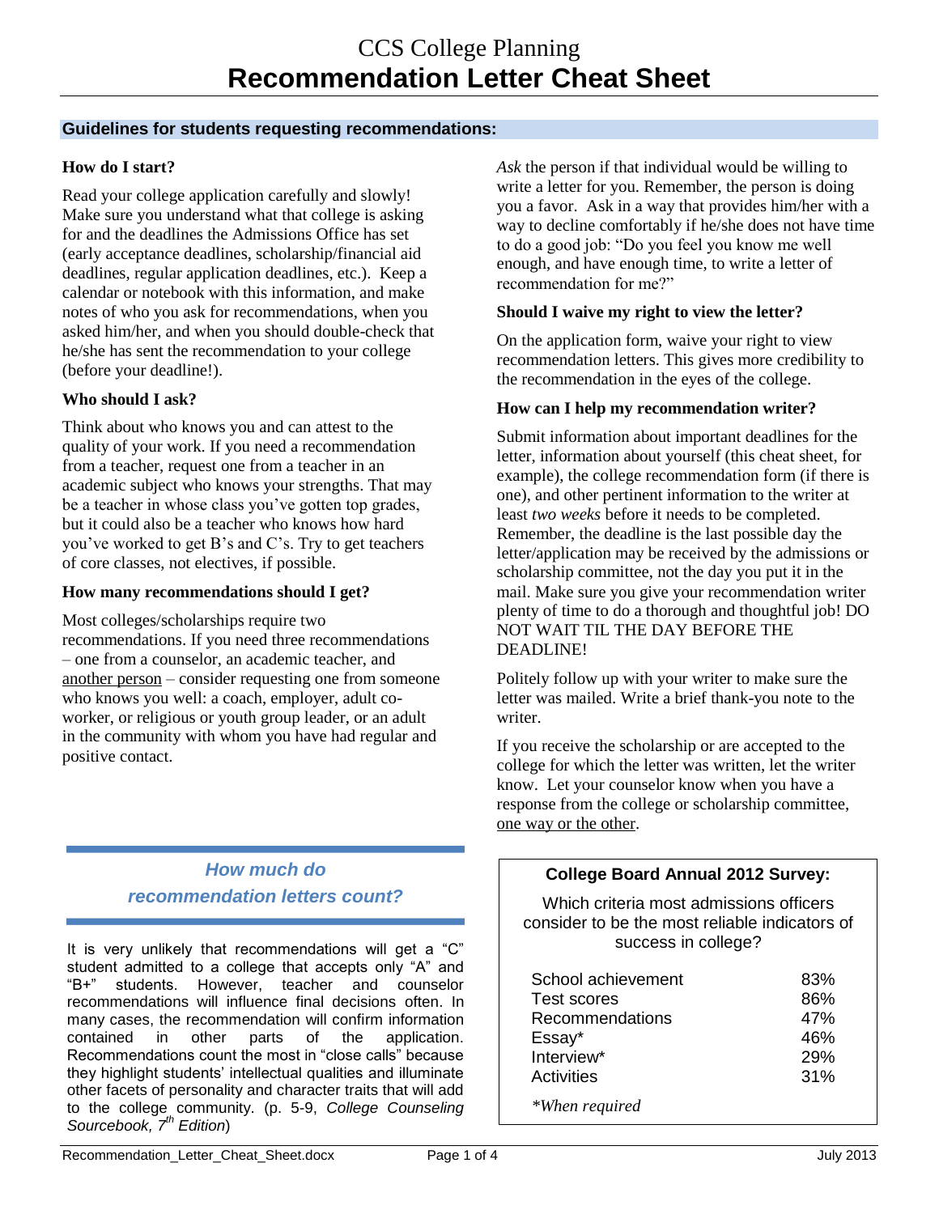# CCS College Planning
# Recommendation Letter Cheat Sheet

## Guidelines for students requesting recommendations:

### How do I start?

Read your college application carefully and slowly! Make sure you understand what that college is asking for and the deadlines the Admissions Office has set (early acceptance deadlines, scholarship/financial aid deadlines, regular application deadlines, etc.). Keep a calendar or notebook with this information, and make notes of who you ask for recommendations, when you asked him/her, and when you should double-check that he/she has sent the recommendation to your college (before your deadline!).

### Who should I ask?

Think about who knows you and can attest to the quality of your work. If you need a recommendation from a teacher, request one from a teacher in an academic subject who knows your strengths. That may be a teacher in whose class you've gotten top grades, but it could also be a teacher who knows how hard you've worked to get B's and C's. Try to get teachers of core classes, not electives, if possible.

### How many recommendations should I get?

Most colleges/scholarships require two recommendations. If you need three recommendations – one from a counselor, an academic teacher, and another person – consider requesting one from someone who knows you well: a coach, employer, adult co-worker, or religious or youth group leader, or an adult in the community with whom you have had regular and positive contact.

*Ask* the person if that individual would be willing to write a letter for you. Remember, the person is doing you a favor. Ask in a way that provides him/her with a way to decline comfortably if he/she does not have time to do a good job: "Do you feel you know me well enough, and have enough time, to write a letter of recommendation for me?"

### Should I waive my right to view the letter?

On the application form, waive your right to view recommendation letters. This gives more credibility to the recommendation in the eyes of the college.

### How can I help my recommendation writer?

Submit information about important deadlines for the letter, information about yourself (this cheat sheet, for example), the college recommendation form (if there is one), and other pertinent information to the writer at least *two weeks* before it needs to be completed. Remember, the deadline is the last possible day the letter/application may be received by the admissions or scholarship committee, not the day you put it in the mail. Make sure you give your recommendation writer plenty of time to do a thorough and thoughtful job! DO NOT WAIT TIL THE DAY BEFORE THE DEADLINE!

Politely follow up with your writer to make sure the letter was mailed. Write a brief thank-you note to the writer.

If you receive the scholarship or are accepted to the college for which the letter was written, let the writer know. Let your counselor know when you have a response from the college or scholarship committee, one way or the other.

### *How much do recommendation letters count?*

It is very unlikely that recommendations will get a "C" student admitted to a college that accepts only "A" and "B+" students. However, teacher and counselor recommendations will influence final decisions often. In many cases, the recommendation will confirm information contained in other parts of the application. Recommendations count the most in "close calls" because they highlight students' intellectual qualities and illuminate other facets of personality and character traits that will add to the college community. (p. 5-9, *College Counseling Sourcebook, 7th Edition*)

**College Board Annual 2012 Survey:**

Which criteria most admissions officers consider to be the most reliable indicators of success in college?

| Criteria | Percent |
|---|---|
| School achievement | 83% |
| Test scores | 86% |
| Recommendations | 47% |
| Essay* | 46% |
| Interview* | 29% |
| Activities | 31% |

*\*When required*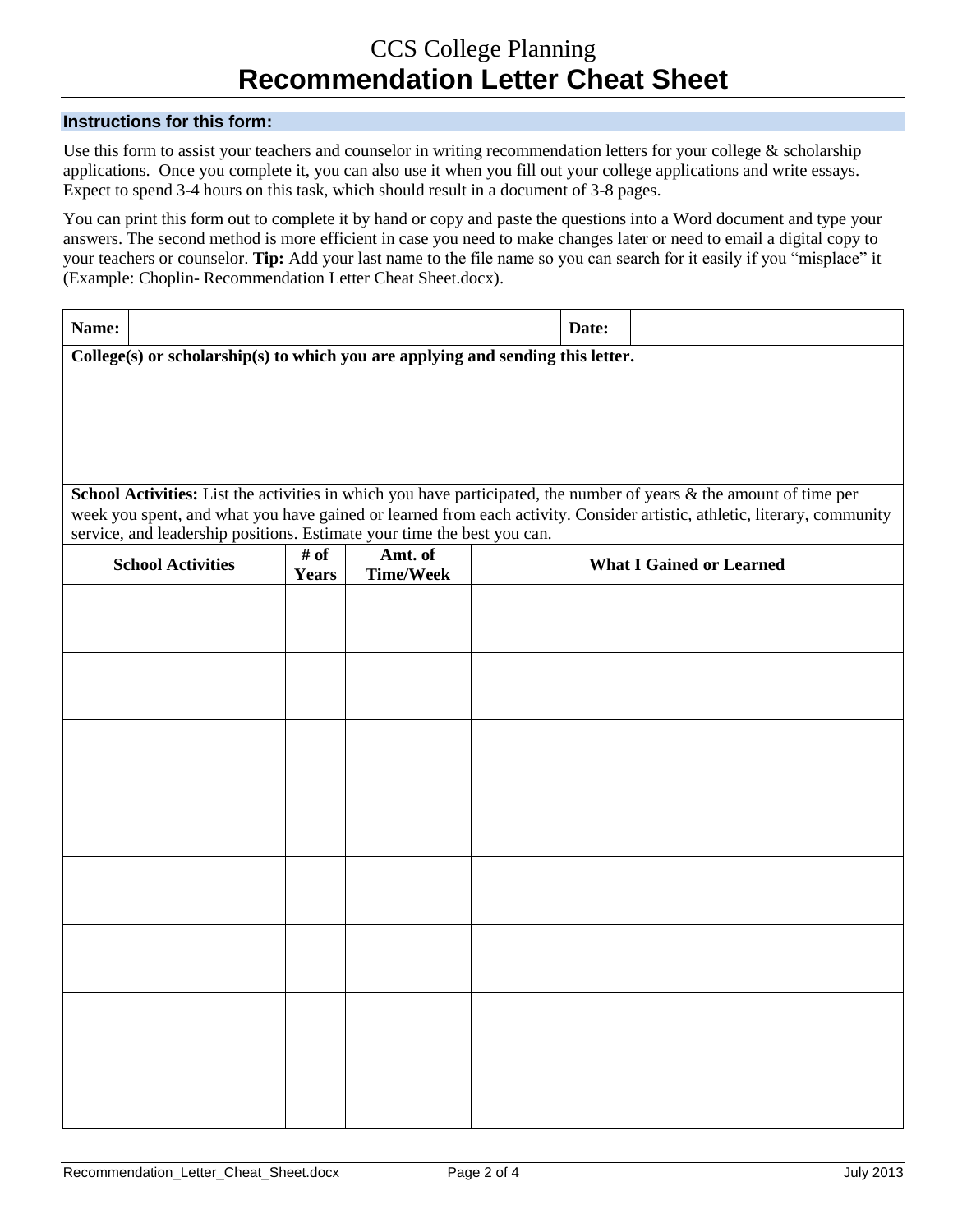CCS College Planning

# Recommendation Letter Cheat Sheet

## Instructions for this form:

Use this form to assist your teachers and counselor in writing recommendation letters for your college & scholarship applications. Once you complete it, you can also use it when you fill out your college applications and write essays. Expect to spend 3-4 hours on this task, which should result in a document of 3-8 pages.

You can print this form out to complete it by hand or copy and paste the questions into a Word document and type your answers. The second method is more efficient in case you need to make changes later or need to email a digital copy to your teachers or counselor. **Tip:** Add your last name to the file name so you can search for it easily if you "misplace" it (Example: Choplin- Recommendation Letter Cheat Sheet.docx).

| **Name:** | | **Date:** | |
|---|---|---|---|

**College(s) or scholarship(s) to which you are applying and sending this letter.**

**School Activities:** List the activities in which you have participated, the number of years & the amount of time per week you spent, and what you have gained or learned from each activity. Consider artistic, athletic, literary, community service, and leadership positions. Estimate your time the best you can.

| School Activities | # of Years | Amt. of Time/Week | What I Gained or Learned |
|---|---|---|---|
| | | | |
| | | | |
| | | | |
| | | | |
| | | | |
| | | | |
| | | | |
| | | | |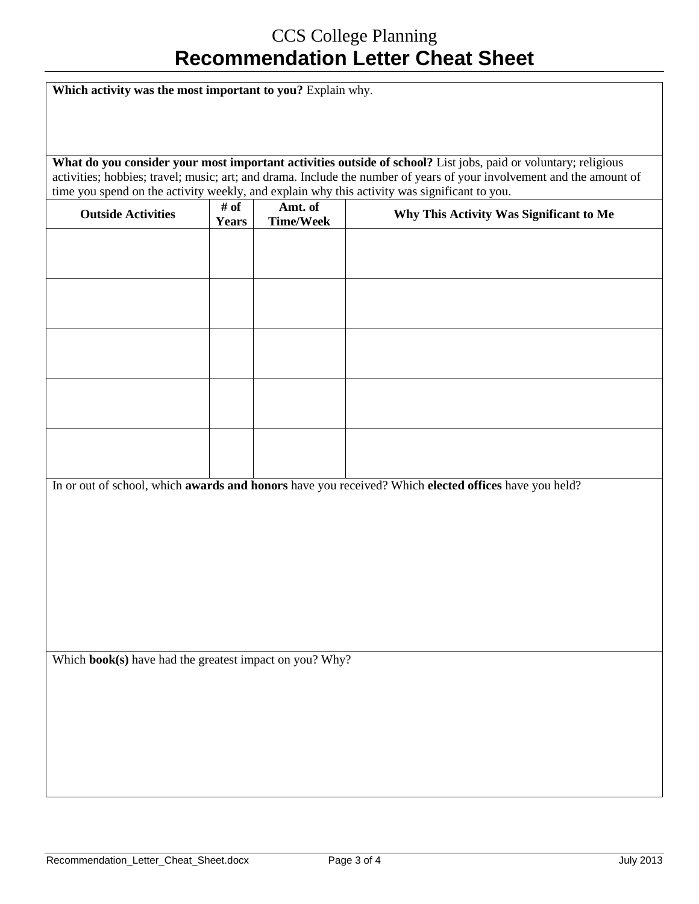CCS College Planning

# Recommendation Letter Cheat Sheet

**Which activity was the most important to you?** Explain why.

**What do you consider your most important activities outside of school?** List jobs, paid or voluntary; religious activities; hobbies; travel; music; art; and drama. Include the number of years of your involvement and the amount of time you spend on the activity weekly, and explain why this activity was significant to you.

| Outside Activities | # of Years | Amt. of Time/Week | Why This Activity Was Significant to Me |
|---|---|---|---|
| | | | |
| | | | |
| | | | |
| | | | |
| | | | |

In or out of school, which **awards and honors** have you received? Which **elected offices** have you held?

Which **book(s)** have had the greatest impact on you? Why?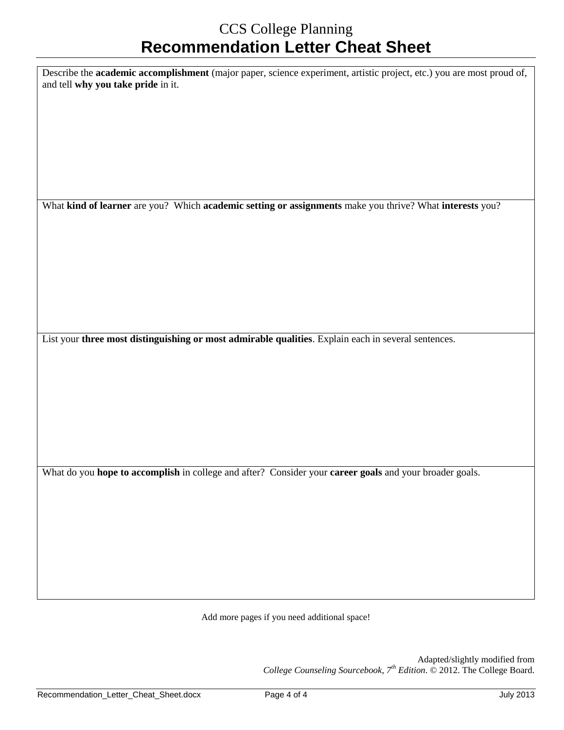CCS College Planning

# Recommendation Letter Cheat Sheet

Describe the **academic accomplishment** (major paper, science experiment, artistic project, etc.) you are most proud of, and tell **why you take pride** in it.

What **kind of learner** are you? Which **academic setting or assignments** make you thrive? What **interests** you?

List your **three most distinguishing or most admirable qualities**. Explain each in several sentences.

What do you **hope to accomplish** in college and after? Consider your **career goals** and your broader goals.

Add more pages if you need additional space!

Adapted/slightly modified from
*College Counseling Sourcebook, 7th Edition*. © 2012. The College Board.